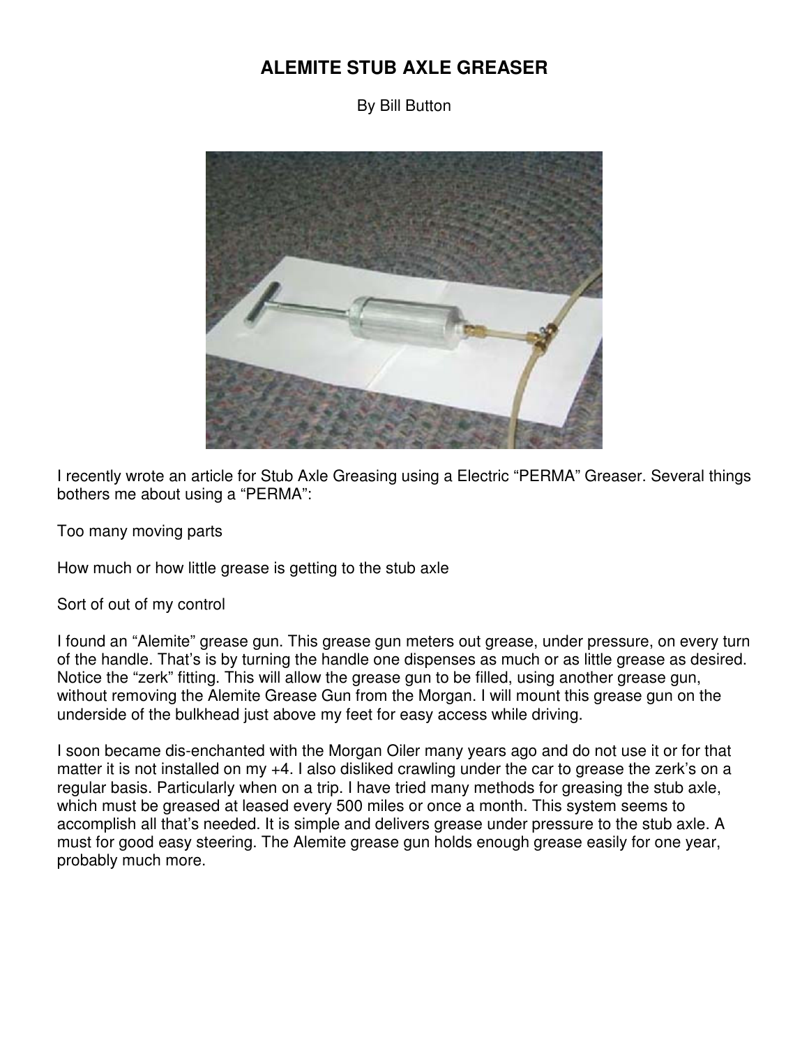# ALEMITE STUB AXLE GREASER

By Bill Button

I recently wrote an article for Stub Axle Greasing using a Electric "PERMA" Greaser. Several things bothers me about using a "PERMA":

Too many moving parts

How much or how little grease is getting to the stub axle

Sort of out of my control

I found an "Alemite" grease gun. This grease gun meters out grease, under pressure, on every turn of the handle. That's is by turning the handle one dispenses as much or as little grease as desired. Notice the "zerk" fitting. This will allow the grease gun to be filled, using another grease gun, without removing the Alemite Grease Gun from the Morgan. I will mount this grease gun on the underside of the bulkhead just above my feet for easy access while driving.

I soon became dis-enchanted with the Morgan Oiler many years ago and do not use it or for that matter it is not installed on my +4. I also disliked crawling under the car to grease the zerk's on a regular basis. Particularly when on a trip. I have tried many methods for greasing the stub axle, which must be greased at leased every 500 miles or once a month. This system seems to accomplish all that's needed. It is simple and delivers grease under pressure to the stub axle. A must for good easy steering. The Alemite grease gun holds enough grease easily for one year, probably much more.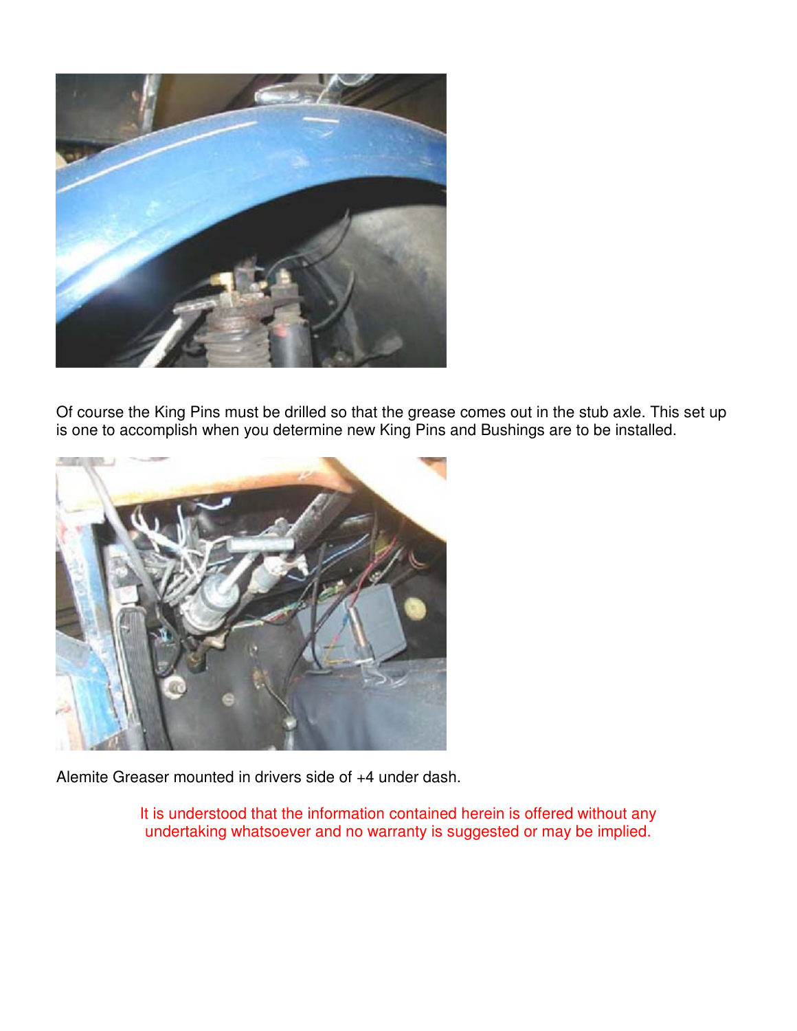Of course the King Pins must be drilled so that the grease comes out in the stub axle. This set up is one to accomplish when you determine new King Pins and Bushings are to be installed.

Alemite Greaser mounted in drivers side of +4 under dash.

It is understood that the information contained herein is offered without any undertaking whatsoever and no warranty is suggested or may be implied.